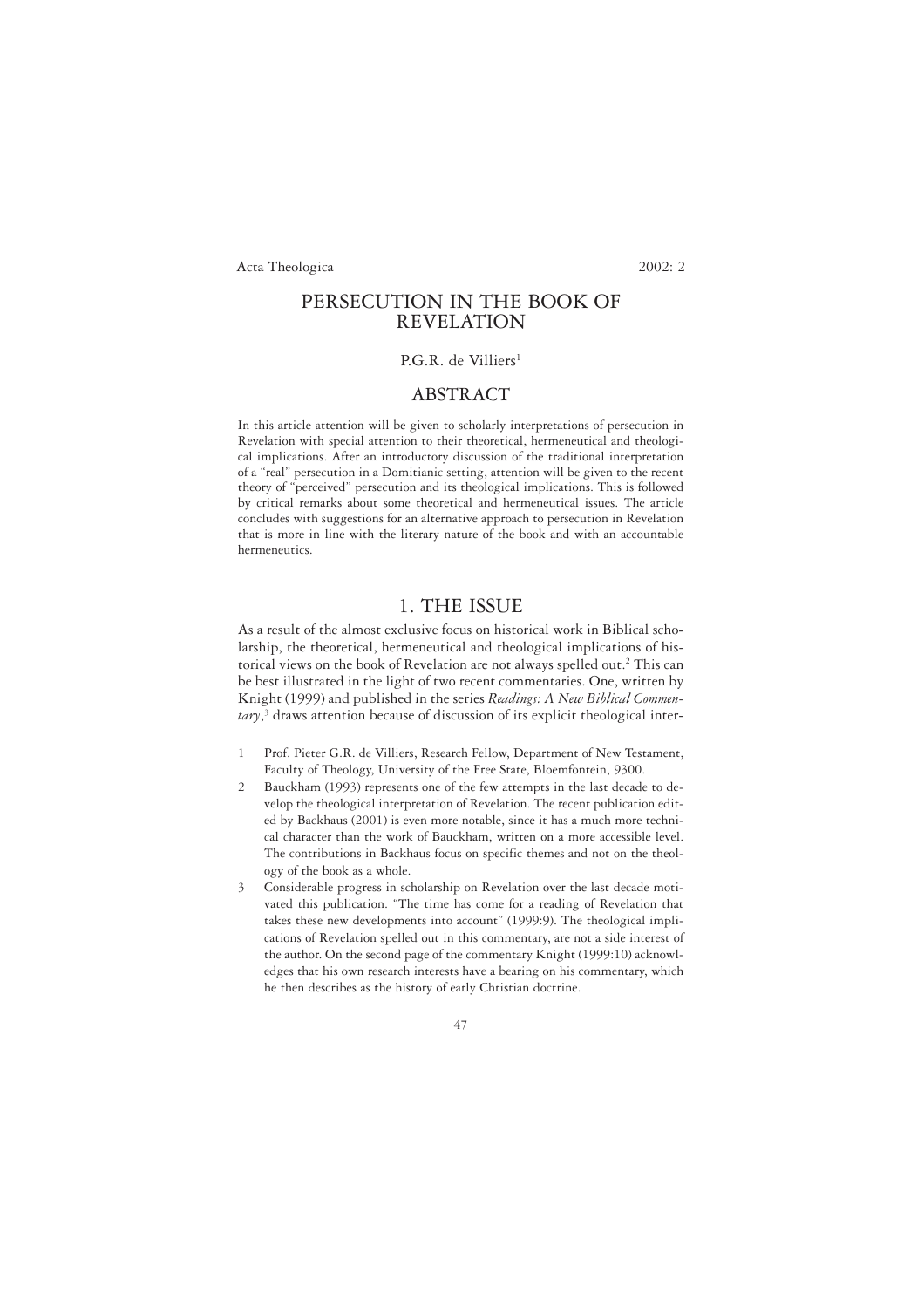# PERSECUTION IN THE BOOK OF REVELATION

P.G.R. de Villiers[1]

## ABSTRACT

In this article attention will be given to scholarly interpretations of persecution in Revelation with special attention to their theoretical, hermeneutical and theological implications. After an introductory discussion of the traditional interpretation of a "real" persecution in a Domitianic setting, attention will be given to the recent theory of "perceived" persecution and its theological implications. This is followed by critical remarks about some theoretical and hermeneutical issues. The article concludes with suggestions for an alternative approach to persecution in Revelation that is more in line with the literary nature of the book and with an accountable hermeneutics.

## 1. THE ISSUE

As a result of the almost exclusive focus on historical work in Biblical scholarship, the theoretical, hermeneutical and theological implications of historical views on the book of Revelation are not always spelled out.[2] This can be best illustrated in the light of two recent commentaries. One, written by Knight (1999) and published in the series *Readings: A New Biblical Commentary*,[3] draws attention because of discussion of its explicit theological inter-

1 Prof. Pieter G.R. de Villiers, Research Fellow, Department of New Testament, Faculty of Theology, University of the Free State, Bloemfontein, 9300.

2 Bauckham (1993) represents one of the few attempts in the last decade to develop the theological interpretation of Revelation. The recent publication edited by Backhaus (2001) is even more notable, since it has a much more technical character than the work of Bauckham, written on a more accessible level. The contributions in Backhaus focus on specific themes and not on the theology of the book as a whole.

3 Considerable progress in scholarship on Revelation over the last decade motivated this publication. "The time has come for a reading of Revelation that takes these new developments into account" (1999:9). The theological implications of Revelation spelled out in this commentary, are not a side interest of the author. On the second page of the commentary Knight (1999:10) acknowledges that his own research interests have a bearing on his commentary, which he then describes as the history of early Christian doctrine.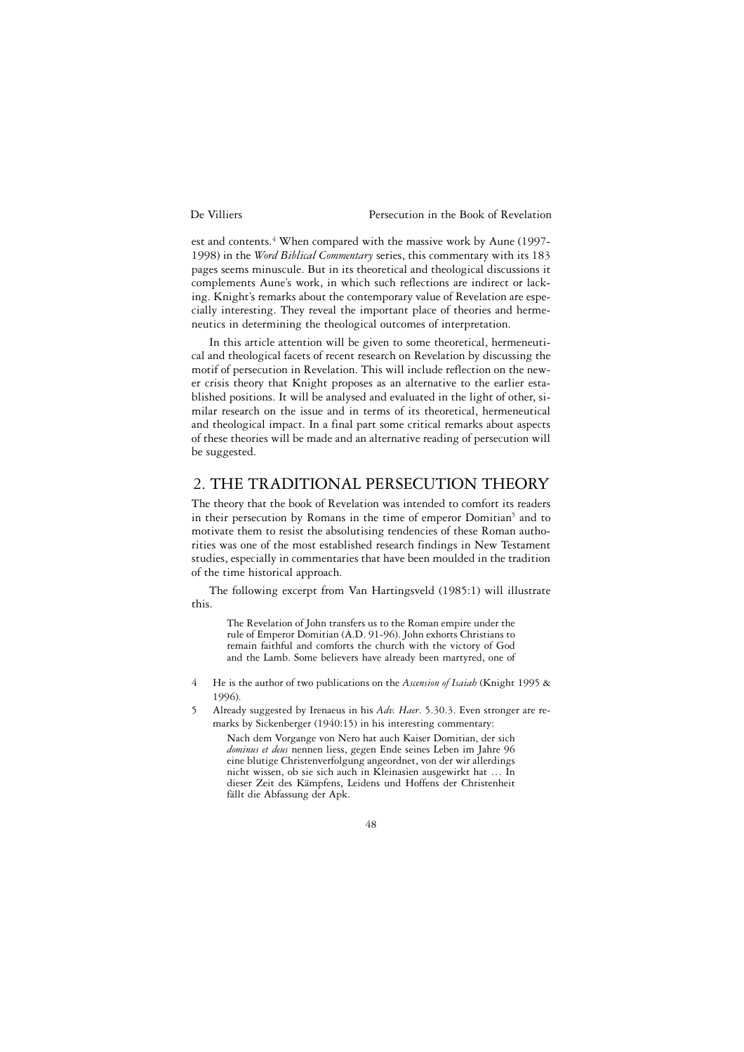est and contents.[4] When compared with the massive work by Aune (1997-1998) in the *Word Biblical Commentary* series, this commentary with its 183 pages seems minuscule. But in its theoretical and theological discussions it complements Aune's work, in which such reflections are indirect or lacking. Knight's remarks about the contemporary value of Revelation are especially interesting. They reveal the important place of theories and hermeneutics in determining the theological outcomes of interpretation.

In this article attention will be given to some theoretical, hermeneutical and theological facets of recent research on Revelation by discussing the motif of persecution in Revelation. This will include reflection on the newer crisis theory that Knight proposes as an alternative to the earlier established positions. It will be analysed and evaluated in the light of other, similar research on the issue and in terms of its theoretical, hermeneutical and theological impact. In a final part some critical remarks about aspects of these theories will be made and an alternative reading of persecution will be suggested.

## 2. THE TRADITIONAL PERSECUTION THEORY

The theory that the book of Revelation was intended to comfort its readers in their persecution by Romans in the time of emperor Domitian[5] and to motivate them to resist the absolutising tendencies of these Roman authorities was one of the most established research findings in New Testament studies, especially in commentaries that have been moulded in the tradition of the time historical approach.

The following excerpt from Van Hartingsveld (1985:1) will illustrate this.

> The Revelation of John transfers us to the Roman empire under the rule of Emperor Domitian (A.D. 91-96). John exhorts Christians to remain faithful and comforts the church with the victory of God and the Lamb. Some believers have already been martyred, one of

4 He is the author of two publications on the *Ascension of Isaiah* (Knight 1995 & 1996).

5 Already suggested by Irenaeus in his *Adv. Haer*. 5.30.3. Even stronger are remarks by Sickenberger (1940:15) in his interesting commentary:

> Nach dem Vorgange von Nero hat auch Kaiser Domitian, der sich *dominus et deus* nennen liess, gegen Ende seines Leben im Jahre 96 eine blutige Christenverfolgung angeordnet, von der wir allerdings nicht wissen, ob sie sich auch in Kleinasien ausgewirkt hat … In dieser Zeit des Kämpfens, Leidens und Hoffens der Christenheit fällt die Abfassung der Apk.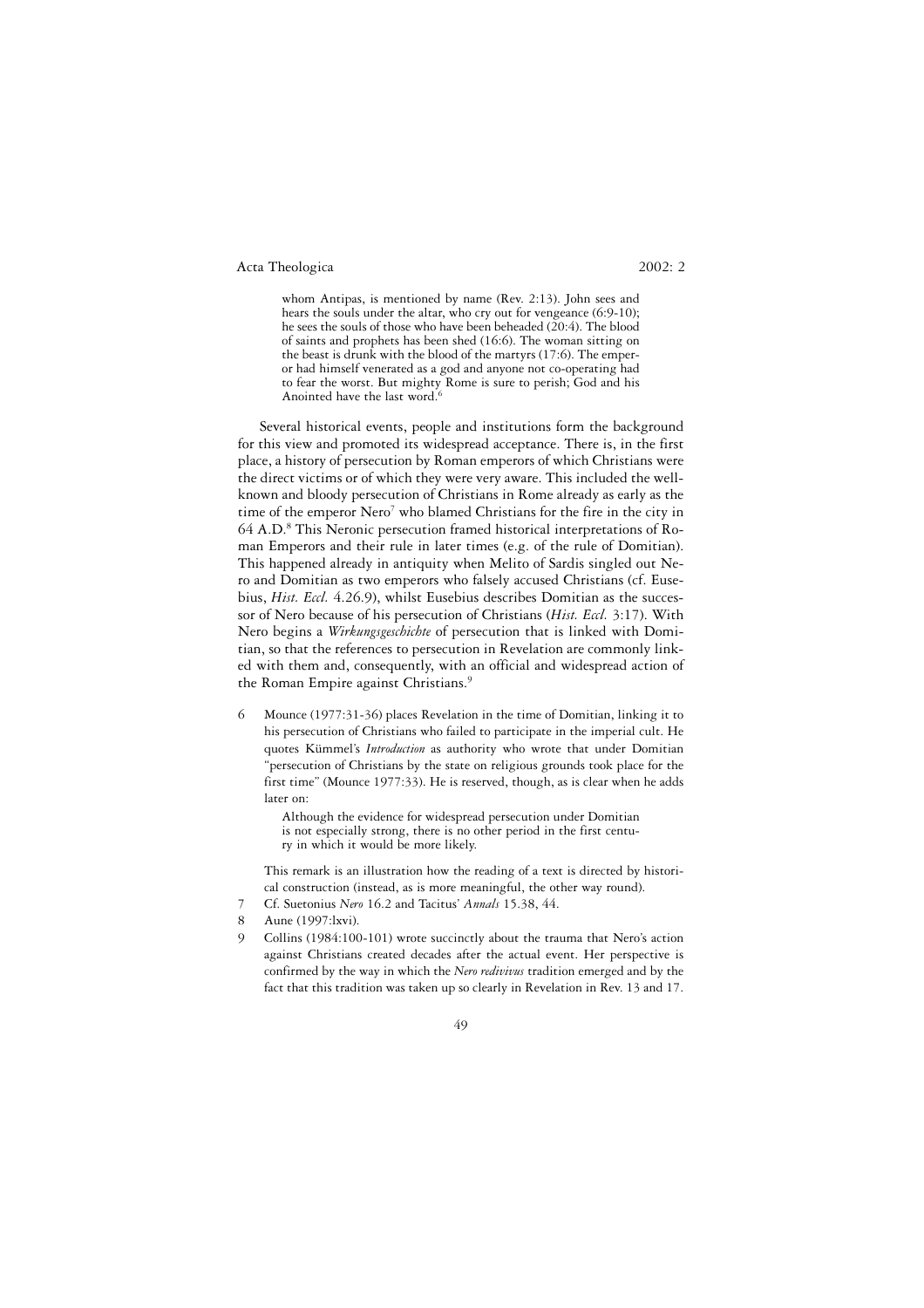> whom Antipas, is mentioned by name (Rev. 2:13). John sees and hears the souls under the altar, who cry out for vengeance (6:9-10); he sees the souls of those who have been beheaded (20:4). The blood of saints and prophets has been shed (16:6). The woman sitting on the beast is drunk with the blood of the martyrs (17:6). The emperor had himself venerated as a god and anyone not co-operating had to fear the worst. But mighty Rome is sure to perish; God and his Anointed have the last word.[6]

Several historical events, people and institutions form the background for this view and promoted its widespread acceptance. There is, in the first place, a history of persecution by Roman emperors of which Christians were the direct victims or of which they were very aware. This included the well-known and bloody persecution of Christians in Rome already as early as the time of the emperor Nero[7] who blamed Christians for the fire in the city in 64 A.D.[8] This Neronic persecution framed historical interpretations of Roman Emperors and their rule in later times (e.g. of the rule of Domitian). This happened already in antiquity when Melito of Sardis singled out Nero and Domitian as two emperors who falsely accused Christians (cf. Eusebius, *Hist. Eccl.* 4.26.9), whilst Eusebius describes Domitian as the successor of Nero because of his persecution of Christians (*Hist. Eccl.* 3:17). With Nero begins a *Wirkungsgeschichte* of persecution that is linked with Domitian, so that the references to persecution in Revelation are commonly linked with them and, consequently, with an official and widespread action of the Roman Empire against Christians.[9]

6 Mounce (1977:31-36) places Revelation in the time of Domitian, linking it to his persecution of Christians who failed to participate in the imperial cult. He quotes Kümmel's *Introduction* as authority who wrote that under Domitian "persecution of Christians by the state on religious grounds took place for the first time" (Mounce 1977:33). He is reserved, though, as is clear when he adds later on:

> Although the evidence for widespread persecution under Domitian is not especially strong, there is no other period in the first century in which it would be more likely.

This remark is an illustration how the reading of a text is directed by historical construction (instead, as is more meaningful, the other way round).

7 Cf. Suetonius *Nero* 16.2 and Tacitus' *Annals* 15.38, 44.

8 Aune (1997:lxvi).

9 Collins (1984:100-101) wrote succinctly about the trauma that Nero's action against Christians created decades after the actual event. Her perspective is confirmed by the way in which the *Nero redivivus* tradition emerged and by the fact that this tradition was taken up so clearly in Revelation in Rev. 13 and 17.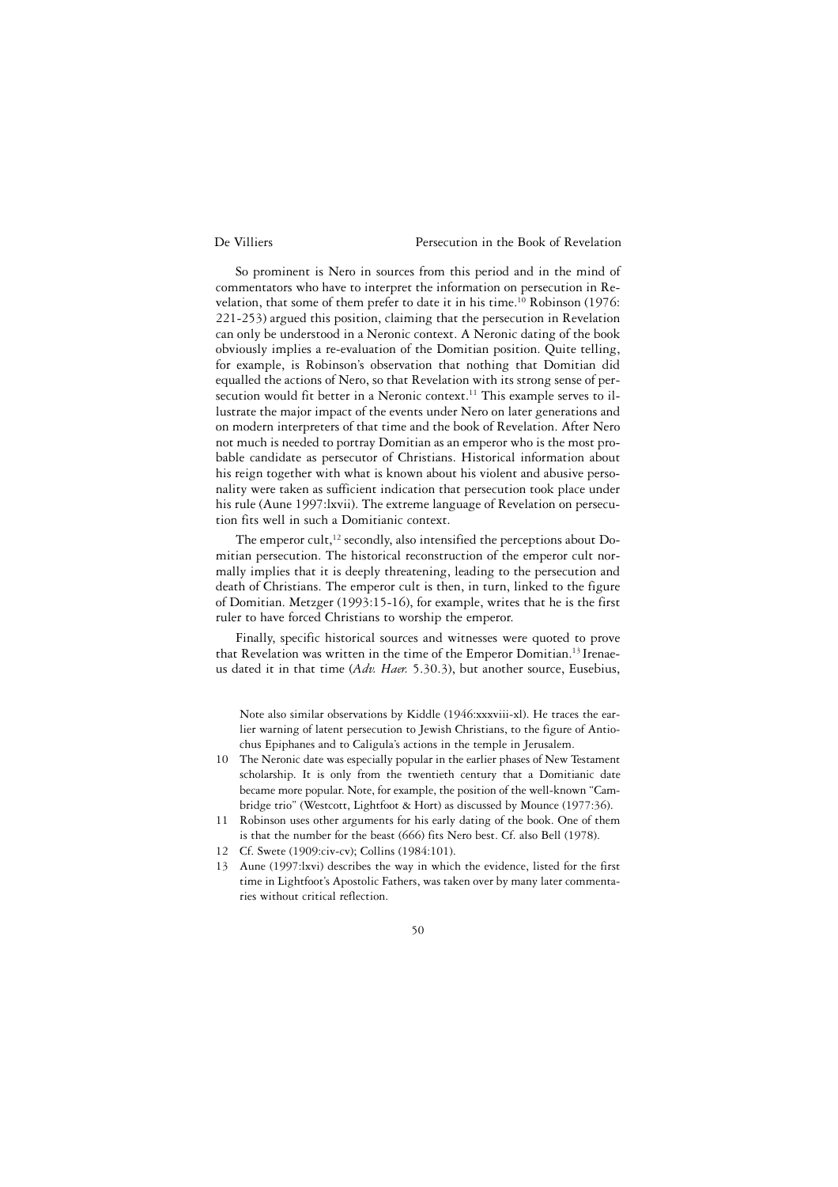So prominent is Nero in sources from this period and in the mind of commentators who have to interpret the information on persecution in Revelation, that some of them prefer to date it in his time.[10] Robinson (1976: 221-253) argued this position, claiming that the persecution in Revelation can only be understood in a Neronic context. A Neronic dating of the book obviously implies a re-evaluation of the Domitian position. Quite telling, for example, is Robinson's observation that nothing that Domitian did equalled the actions of Nero, so that Revelation with its strong sense of persecution would fit better in a Neronic context.[11] This example serves to illustrate the major impact of the events under Nero on later generations and on modern interpreters of that time and the book of Revelation. After Nero not much is needed to portray Domitian as an emperor who is the most probable candidate as persecutor of Christians. Historical information about his reign together with what is known about his violent and abusive personality were taken as sufficient indication that persecution took place under his rule (Aune 1997:lxvii). The extreme language of Revelation on persecution fits well in such a Domitianic context.

The emperor cult,[12] secondly, also intensified the perceptions about Domitian persecution. The historical reconstruction of the emperor cult normally implies that it is deeply threatening, leading to the persecution and death of Christians. The emperor cult is then, in turn, linked to the figure of Domitian. Metzger (1993:15-16), for example, writes that he is the first ruler to have forced Christians to worship the emperor.

Finally, specific historical sources and witnesses were quoted to prove that Revelation was written in the time of the Emperor Domitian.[13] Irenaeus dated it in that time (*Adv. Haer.* 5.30.3), but another source, Eusebius,

Note also similar observations by Kiddle (1946:xxxviii-xl). He traces the earlier warning of latent persecution to Jewish Christians, to the figure of Antiochus Epiphanes and to Caligula's actions in the temple in Jerusalem.

10 The Neronic date was especially popular in the earlier phases of New Testament scholarship. It is only from the twentieth century that a Domitianic date became more popular. Note, for example, the position of the well-known "Cambridge trio" (Westcott, Lightfoot & Hort) as discussed by Mounce (1977:36).

11 Robinson uses other arguments for his early dating of the book. One of them is that the number for the beast (666) fits Nero best. Cf. also Bell (1978).

12 Cf. Swete (1909:civ-cv); Collins (1984:101).

13 Aune (1997:lxvi) describes the way in which the evidence, listed for the first time in Lightfoot's Apostolic Fathers, was taken over by many later commentaries without critical reflection.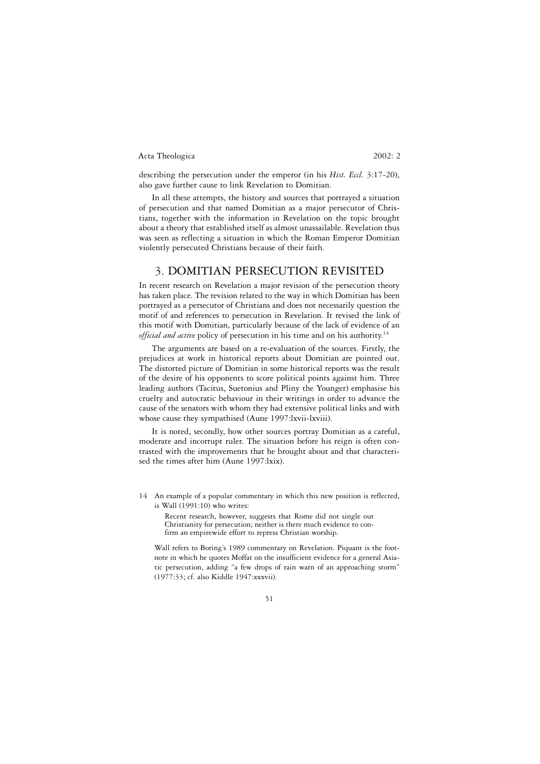describing the persecution under the emperor (in his *Hist. Eccl.* 3:17-20), also gave further cause to link Revelation to Domitian.

In all these attempts, the history and sources that portrayed a situation of persecution and that named Domitian as a major persecutor of Christians, together with the information in Revelation on the topic brought about a theory that established itself as almost unassailable. Revelation thus was seen as reflecting a situation in which the Roman Emperor Domitian violently persecuted Christians because of their faith.

## 3. DOMITIAN PERSECUTION REVISITED

In recent research on Revelation a major revision of the persecution theory has taken place. The revision related to the way in which Domitian has been portrayed as a persecutor of Christians and does not necessarily question the motif of and references to persecution in Revelation. It revised the link of this motif with Domitian, particularly because of the lack of evidence of an *official and active* policy of persecution in his time and on his authority.[14]

The arguments are based on a re-evaluation of the sources. Firstly, the prejudices at work in historical reports about Domitian are pointed out. The distorted picture of Domitian in some historical reports was the result of the desire of his opponents to score political points against him. Three leading authors (Tacitus, Suetonius and Pliny the Younger) emphasise his cruelty and autocratic behaviour in their writings in order to advance the cause of the senators with whom they had extensive political links and with whose cause they sympathised (Aune 1997:lxvii-lxviii).

It is noted, secondly, how other sources portray Domitian as a careful, moderate and incorrupt ruler. The situation before his reign is often contrasted with the improvements that he brought about and that characterised the times after him (Aune 1997:lxix).

---

14 An example of a popular commentary in which this new position is reflected, is Wall (1991:10) who writes:

> Recent research, however, suggests that Rome did not single out Christianity for persecution; neither is there much evidence to confirm an empirewide effort to repress Christian worship.

Wall refers to Boring's 1989 commentary on Revelation. Piquant is the footnote in which he quotes Moffat on the insufficient evidence for a general Asiatic persecution, adding "a few drops of rain warn of an approaching storm" (1977:33; cf. also Kiddle 1947:xxxvii).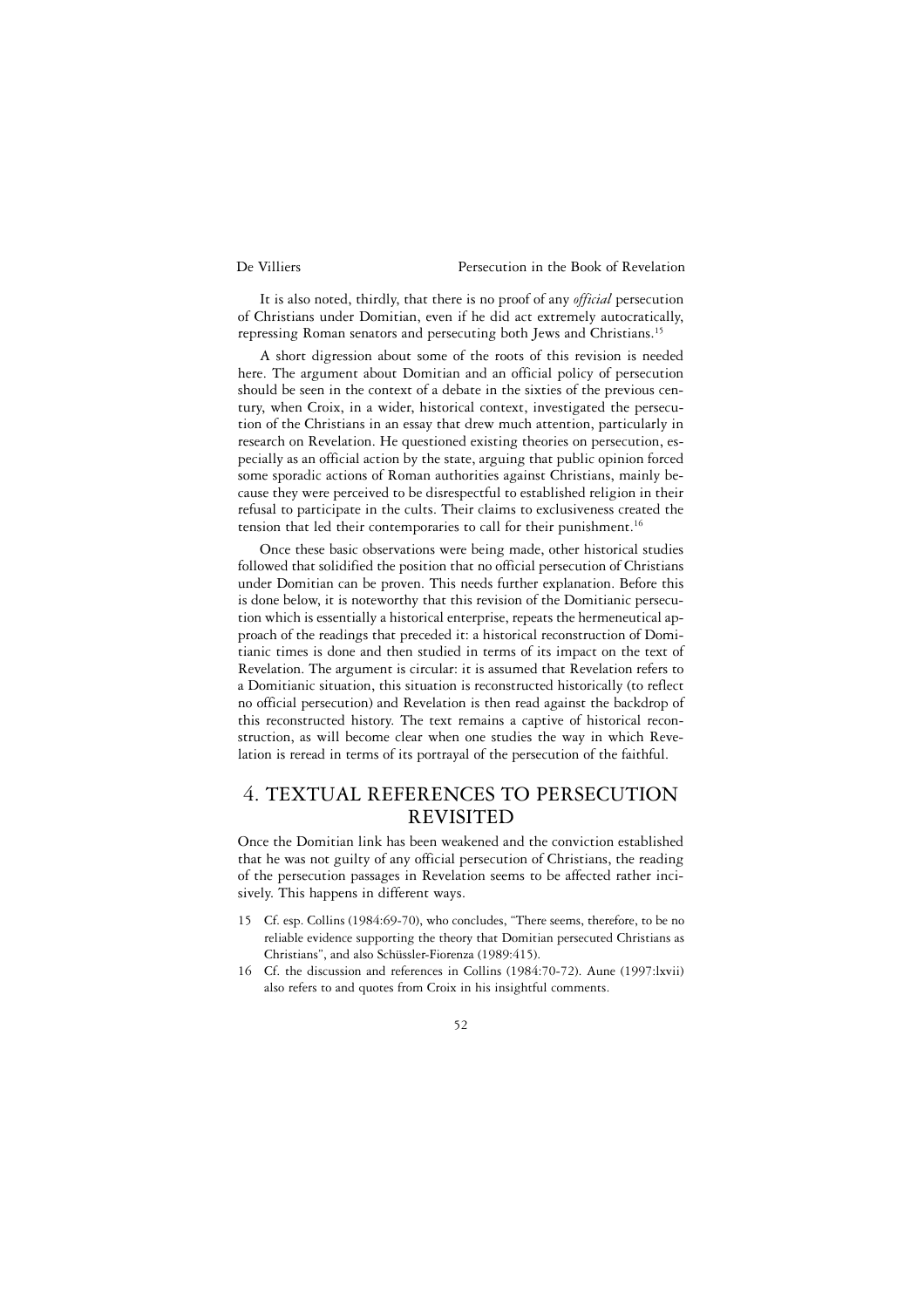It is also noted, thirdly, that there is no proof of any *official* persecution of Christians under Domitian, even if he did act extremely autocratically, repressing Roman senators and persecuting both Jews and Christians.[15]

A short digression about some of the roots of this revision is needed here. The argument about Domitian and an official policy of persecution should be seen in the context of a debate in the sixties of the previous century, when Croix, in a wider, historical context, investigated the persecution of the Christians in an essay that drew much attention, particularly in research on Revelation. He questioned existing theories on persecution, especially as an official action by the state, arguing that public opinion forced some sporadic actions of Roman authorities against Christians, mainly because they were perceived to be disrespectful to established religion in their refusal to participate in the cults. Their claims to exclusiveness created the tension that led their contemporaries to call for their punishment.[16]

Once these basic observations were being made, other historical studies followed that solidified the position that no official persecution of Christians under Domitian can be proven. This needs further explanation. Before this is done below, it is noteworthy that this revision of the Domitianic persecution which is essentially a historical enterprise, repeats the hermeneutical approach of the readings that preceded it: a historical reconstruction of Domitianic times is done and then studied in terms of its impact on the text of Revelation. The argument is circular: it is assumed that Revelation refers to a Domitianic situation, this situation is reconstructed historically (to reflect no official persecution) and Revelation is then read against the backdrop of this reconstructed history. The text remains a captive of historical reconstruction, as will become clear when one studies the way in which Revelation is reread in terms of its portrayal of the persecution of the faithful.

## 4. TEXTUAL REFERENCES TO PERSECUTION REVISITED

Once the Domitian link has been weakened and the conviction established that he was not guilty of any official persecution of Christians, the reading of the persecution passages in Revelation seems to be affected rather incisively. This happens in different ways.

15 Cf. esp. Collins (1984:69-70), who concludes, "There seems, therefore, to be no reliable evidence supporting the theory that Domitian persecuted Christians as Christians", and also Schüssler-Fiorenza (1989:415).

16 Cf. the discussion and references in Collins (1984:70-72). Aune (1997:lxvii) also refers to and quotes from Croix in his insightful comments.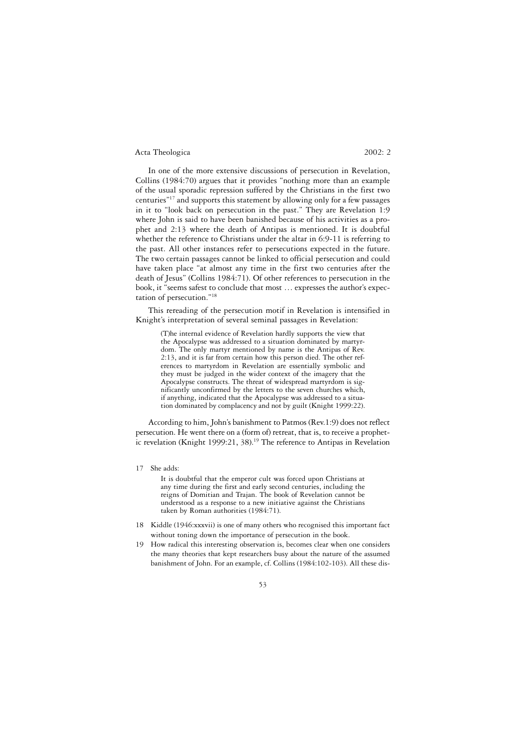In one of the more extensive discussions of persecution in Revelation, Collins (1984:70) argues that it provides "nothing more than an example of the usual sporadic repression suffered by the Christians in the first two centuries"[17] and supports this statement by allowing only for a few passages in it to "look back on persecution in the past." They are Revelation 1:9 where John is said to have been banished because of his activities as a prophet and 2:13 where the death of Antipas is mentioned. It is doubtful whether the reference to Christians under the altar in 6:9-11 is referring to the past. All other instances refer to persecutions expected in the future. The two certain passages cannot be linked to official persecution and could have taken place "at almost any time in the first two centuries after the death of Jesus" (Collins 1984:71). Of other references to persecution in the book, it "seems safest to conclude that most … expresses the author's expectation of persecution."[18]

This rereading of the persecution motif in Revelation is intensified in Knight's interpretation of several seminal passages in Revelation:

> (T)he internal evidence of Revelation hardly supports the view that the Apocalypse was addressed to a situation dominated by martyrdom. The only martyr mentioned by name is the Antipas of Rev. 2:13, and it is far from certain how this person died. The other references to martyrdom in Revelation are essentially symbolic and they must be judged in the wider context of the imagery that the Apocalypse constructs. The threat of widespread martyrdom is significantly unconfirmed by the letters to the seven churches which, if anything, indicated that the Apocalypse was addressed to a situation dominated by complacency and not by guilt (Knight 1999:22).

According to him, John's banishment to Patmos (Rev.1:9) does not reflect persecution. He went there on a (form of) retreat, that is, to receive a prophetic revelation (Knight 1999:21, 38).[19] The reference to Antipas in Revelation

---

17 She adds:

> It is doubtful that the emperor cult was forced upon Christians at any time during the first and early second centuries, including the reigns of Domitian and Trajan. The book of Revelation cannot be understood as a response to a new initiative against the Christians taken by Roman authorities (1984:71).

18 Kiddle (1946:xxxvii) is one of many others who recognised this important fact without toning down the importance of persecution in the book.

19 How radical this interesting observation is, becomes clear when one considers the many theories that kept researchers busy about the nature of the assumed banishment of John. For an example, cf. Collins (1984:102-103). All these dis-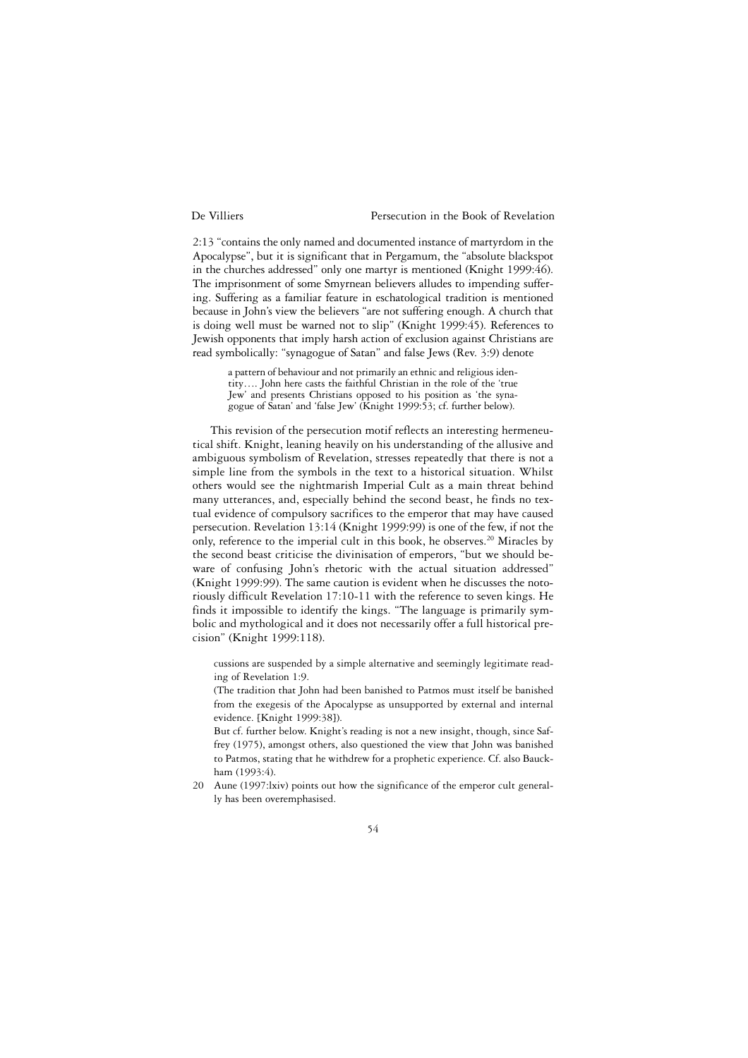2:13 "contains the only named and documented instance of martyrdom in the Apocalypse", but it is significant that in Pergamum, the "absolute blackspot in the churches addressed" only one martyr is mentioned (Knight 1999:46). The imprisonment of some Smyrnean believers alludes to impending suffering. Suffering as a familiar feature in eschatological tradition is mentioned because in John's view the believers "are not suffering enough. A church that is doing well must be warned not to slip" (Knight 1999:45). References to Jewish opponents that imply harsh action of exclusion against Christians are read symbolically: "synagogue of Satan" and false Jews (Rev. 3:9) denote

> a pattern of behaviour and not primarily an ethnic and religious identity.... John here casts the faithful Christian in the role of the 'true Jew' and presents Christians opposed to his position as 'the synagogue of Satan' and 'false Jew' (Knight 1999:53; cf. further below).

This revision of the persecution motif reflects an interesting hermeneutical shift. Knight, leaning heavily on his understanding of the allusive and ambiguous symbolism of Revelation, stresses repeatedly that there is not a simple line from the symbols in the text to a historical situation. Whilst others would see the nightmarish Imperial Cult as a main threat behind many utterances, and, especially behind the second beast, he finds no textual evidence of compulsory sacrifices to the emperor that may have caused persecution. Revelation 13:14 (Knight 1999:99) is one of the few, if not the only, reference to the imperial cult in this book, he observes.[20] Miracles by the second beast criticise the divinisation of emperors, "but we should beware of confusing John's rhetoric with the actual situation addressed" (Knight 1999:99). The same caution is evident when he discusses the notoriously difficult Revelation 17:10-11 with the reference to seven kings. He finds it impossible to identify the kings. "The language is primarily symbolic and mythological and it does not necessarily offer a full historical precision" (Knight 1999:118).

cussions are suspended by a simple alternative and seemingly legitimate reading of Revelation 1:9.

(The tradition that John had been banished to Patmos must itself be banished from the exegesis of the Apocalypse as unsupported by external and internal evidence. [Knight 1999:38]).

But cf. further below. Knight's reading is not a new insight, though, since Saffrey (1975), amongst others, also questioned the view that John was banished to Patmos, stating that he withdrew for a prophetic experience. Cf. also Bauckham (1993:4).

20 Aune (1997:lxiv) points out how the significance of the emperor cult generally has been overemphasised.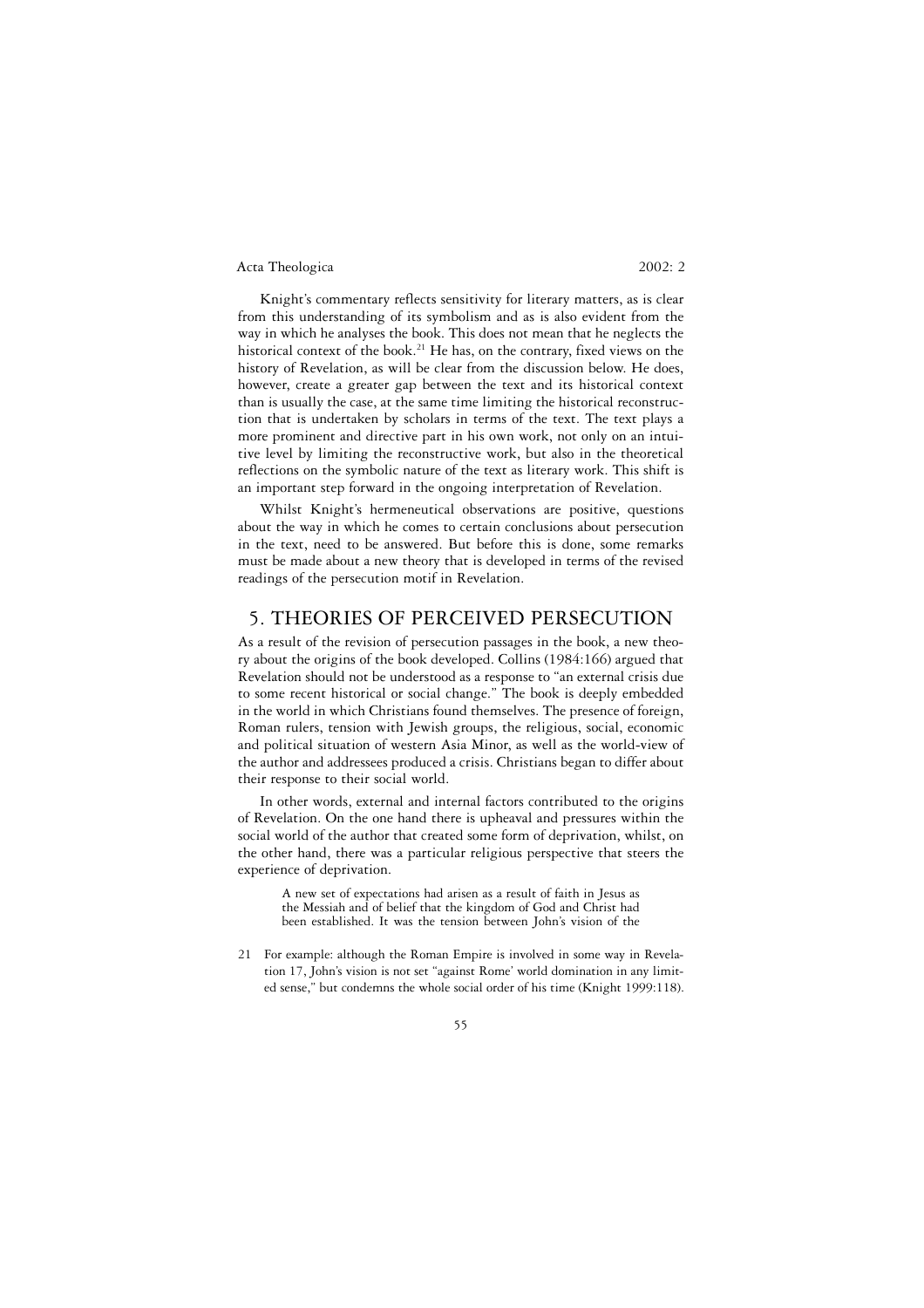Knight's commentary reflects sensitivity for literary matters, as is clear from this understanding of its symbolism and as is also evident from the way in which he analyses the book. This does not mean that he neglects the historical context of the book.[21] He has, on the contrary, fixed views on the history of Revelation, as will be clear from the discussion below. He does, however, create a greater gap between the text and its historical context than is usually the case, at the same time limiting the historical reconstruction that is undertaken by scholars in terms of the text. The text plays a more prominent and directive part in his own work, not only on an intuitive level by limiting the reconstructive work, but also in the theoretical reflections on the symbolic nature of the text as literary work. This shift is an important step forward in the ongoing interpretation of Revelation.

Whilst Knight's hermeneutical observations are positive, questions about the way in which he comes to certain conclusions about persecution in the text, need to be answered. But before this is done, some remarks must be made about a new theory that is developed in terms of the revised readings of the persecution motif in Revelation.

## 5. THEORIES OF PERCEIVED PERSECUTION

As a result of the revision of persecution passages in the book, a new theory about the origins of the book developed. Collins (1984:166) argued that Revelation should not be understood as a response to "an external crisis due to some recent historical or social change." The book is deeply embedded in the world in which Christians found themselves. The presence of foreign, Roman rulers, tension with Jewish groups, the religious, social, economic and political situation of western Asia Minor, as well as the world-view of the author and addressees produced a crisis. Christians began to differ about their response to their social world.

In other words, external and internal factors contributed to the origins of Revelation. On the one hand there is upheaval and pressures within the social world of the author that created some form of deprivation, whilst, on the other hand, there was a particular religious perspective that steers the experience of deprivation.

> A new set of expectations had arisen as a result of faith in Jesus as the Messiah and of belief that the kingdom of God and Christ had been established. It was the tension between John's vision of the

21 For example: although the Roman Empire is involved in some way in Revelation 17, John's vision is not set "against Rome' world domination in any limited sense," but condemns the whole social order of his time (Knight 1999:118).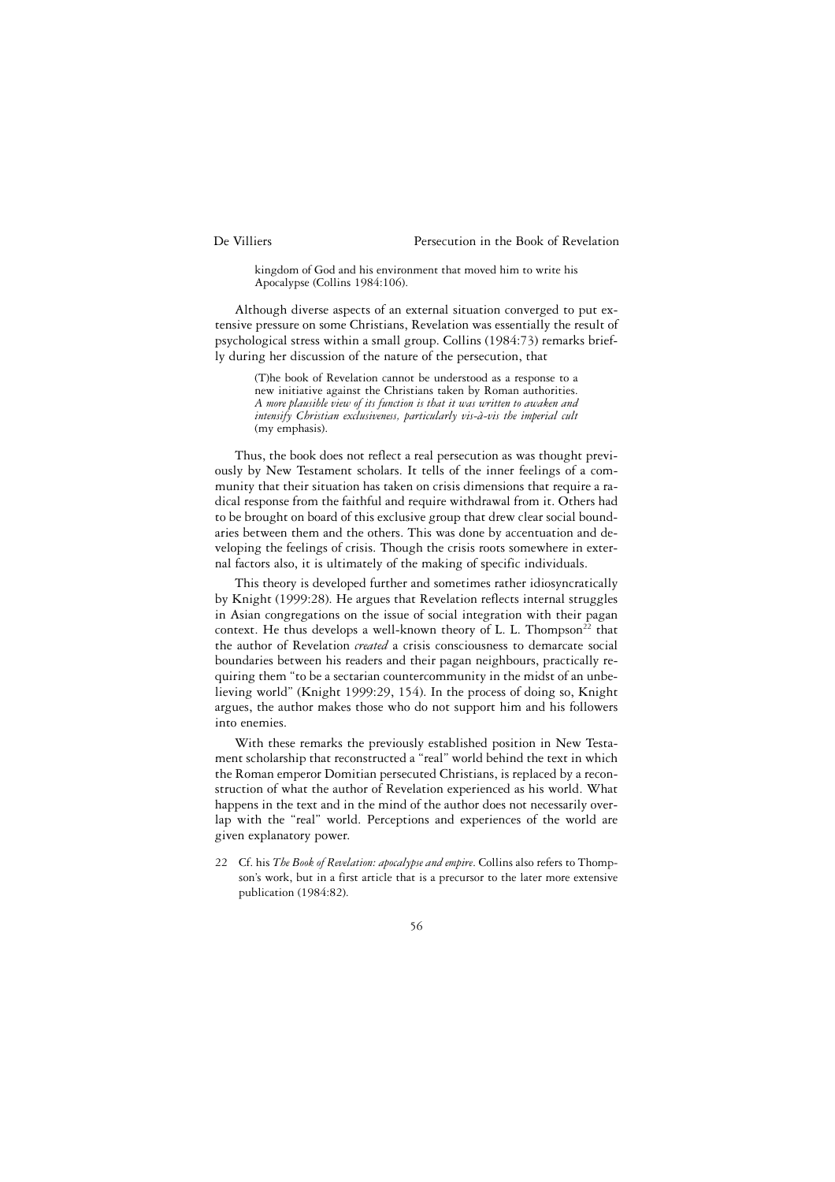> kingdom of God and his environment that moved him to write his Apocalypse (Collins 1984:106).

Although diverse aspects of an external situation converged to put extensive pressure on some Christians, Revelation was essentially the result of psychological stress within a small group. Collins (1984:73) remarks briefly during her discussion of the nature of the persecution, that

> (T)he book of Revelation cannot be understood as a response to a new initiative against the Christians taken by Roman authorities. *A more plausible view of its function is that it was written to awaken and intensify Christian exclusiveness, particularly vis-à-vis the imperial cult* (my emphasis).

Thus, the book does not reflect a real persecution as was thought previously by New Testament scholars. It tells of the inner feelings of a community that their situation has taken on crisis dimensions that require a radical response from the faithful and require withdrawal from it. Others had to be brought on board of this exclusive group that drew clear social boundaries between them and the others. This was done by accentuation and developing the feelings of crisis. Though the crisis roots somewhere in external factors also, it is ultimately of the making of specific individuals.

This theory is developed further and sometimes rather idiosyncratically by Knight (1999:28). He argues that Revelation reflects internal struggles in Asian congregations on the issue of social integration with their pagan context. He thus develops a well-known theory of L. L. Thompson[22] that the author of Revelation *created* a crisis consciousness to demarcate social boundaries between his readers and their pagan neighbours, practically requiring them "to be a sectarian countercommunity in the midst of an unbelieving world" (Knight 1999:29, 154). In the process of doing so, Knight argues, the author makes those who do not support him and his followers into enemies.

With these remarks the previously established position in New Testament scholarship that reconstructed a "real" world behind the text in which the Roman emperor Domitian persecuted Christians, is replaced by a reconstruction of what the author of Revelation experienced as his world. What happens in the text and in the mind of the author does not necessarily overlap with the "real" world. Perceptions and experiences of the world are given explanatory power.

22 Cf. his *The Book of Revelation: apocalypse and empire*. Collins also refers to Thompson's work, but in a first article that is a precursor to the later more extensive publication (1984:82).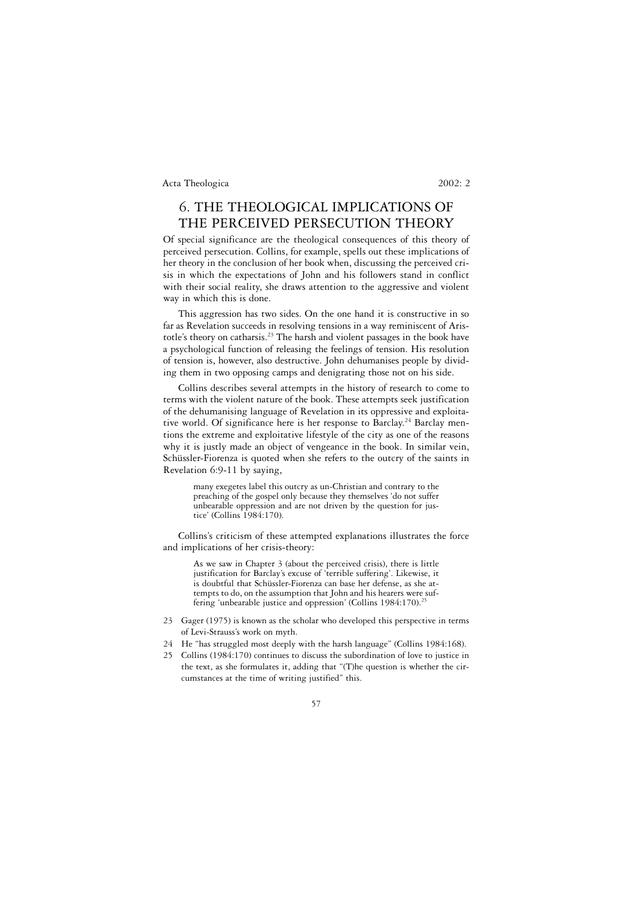## 6. THE THEOLOGICAL IMPLICATIONS OF THE PERCEIVED PERSECUTION THEORY

Of special significance are the theological consequences of this theory of perceived persecution. Collins, for example, spells out these implications of her theory in the conclusion of her book when, discussing the perceived crisis in which the expectations of John and his followers stand in conflict with their social reality, she draws attention to the aggressive and violent way in which this is done.

This aggression has two sides. On the one hand it is constructive in so far as Revelation succeeds in resolving tensions in a way reminiscent of Aristotle's theory on catharsis.[23] The harsh and violent passages in the book have a psychological function of releasing the feelings of tension. His resolution of tension is, however, also destructive. John dehumanises people by dividing them in two opposing camps and denigrating those not on his side.

Collins describes several attempts in the history of research to come to terms with the violent nature of the book. These attempts seek justification of the dehumanising language of Revelation in its oppressive and exploitative world. Of significance here is her response to Barclay.[24] Barclay mentions the extreme and exploitative lifestyle of the city as one of the reasons why it is justly made an object of vengeance in the book. In similar vein, Schüssler-Fiorenza is quoted when she refers to the outcry of the saints in Revelation 6:9-11 by saying,

> many exegetes label this outcry as un-Christian and contrary to the preaching of the gospel only because they themselves 'do not suffer unbearable oppression and are not driven by the question for justice' (Collins 1984:170).

Collins's criticism of these attempted explanations illustrates the force and implications of her crisis-theory:

> As we saw in Chapter 3 (about the perceived crisis), there is little justification for Barclay's excuse of 'terrible suffering'. Likewise, it is doubtful that Schüssler-Fiorenza can base her defense, as she attempts to do, on the assumption that John and his hearers were suffering 'unbearable justice and oppression' (Collins 1984:170).[25]

23 Gager (1975) is known as the scholar who developed this perspective in terms of Levi-Strauss's work on myth.

24 He "has struggled most deeply with the harsh language" (Collins 1984:168).

25 Collins (1984:170) continues to discuss the subordination of love to justice in the text, as she formulates it, adding that "(T)he question is whether the circumstances at the time of writing justified" this.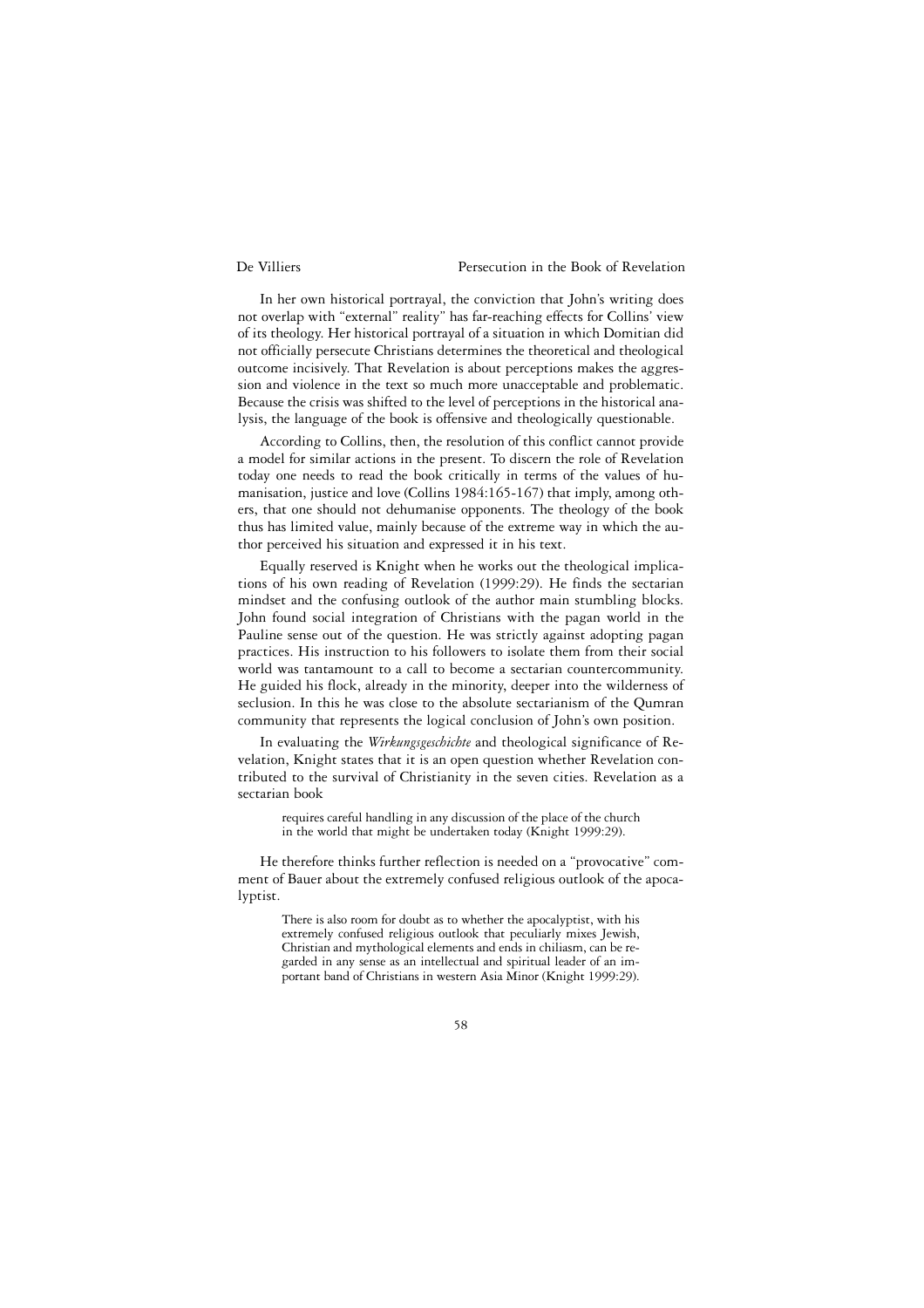In her own historical portrayal, the conviction that John's writing does not overlap with "external" reality" has far-reaching effects for Collins' view of its theology. Her historical portrayal of a situation in which Domitian did not officially persecute Christians determines the theoretical and theological outcome incisively. That Revelation is about perceptions makes the aggression and violence in the text so much more unacceptable and problematic. Because the crisis was shifted to the level of perceptions in the historical analysis, the language of the book is offensive and theologically questionable.

According to Collins, then, the resolution of this conflict cannot provide a model for similar actions in the present. To discern the role of Revelation today one needs to read the book critically in terms of the values of humanisation, justice and love (Collins 1984:165-167) that imply, among others, that one should not dehumanise opponents. The theology of the book thus has limited value, mainly because of the extreme way in which the author perceived his situation and expressed it in his text.

Equally reserved is Knight when he works out the theological implications of his own reading of Revelation (1999:29). He finds the sectarian mindset and the confusing outlook of the author main stumbling blocks. John found social integration of Christians with the pagan world in the Pauline sense out of the question. He was strictly against adopting pagan practices. His instruction to his followers to isolate them from their social world was tantamount to a call to become a sectarian countercommunity. He guided his flock, already in the minority, deeper into the wilderness of seclusion. In this he was close to the absolute sectarianism of the Qumran community that represents the logical conclusion of John's own position.

In evaluating the *Wirkungsgeschichte* and theological significance of Revelation, Knight states that it is an open question whether Revelation contributed to the survival of Christianity in the seven cities. Revelation as a sectarian book

> requires careful handling in any discussion of the place of the church in the world that might be undertaken today (Knight 1999:29).

He therefore thinks further reflection is needed on a "provocative" comment of Bauer about the extremely confused religious outlook of the apocalyptist.

> There is also room for doubt as to whether the apocalyptist, with his extremely confused religious outlook that peculiarly mixes Jewish, Christian and mythological elements and ends in chiliasm, can be regarded in any sense as an intellectual and spiritual leader of an important band of Christians in western Asia Minor (Knight 1999:29).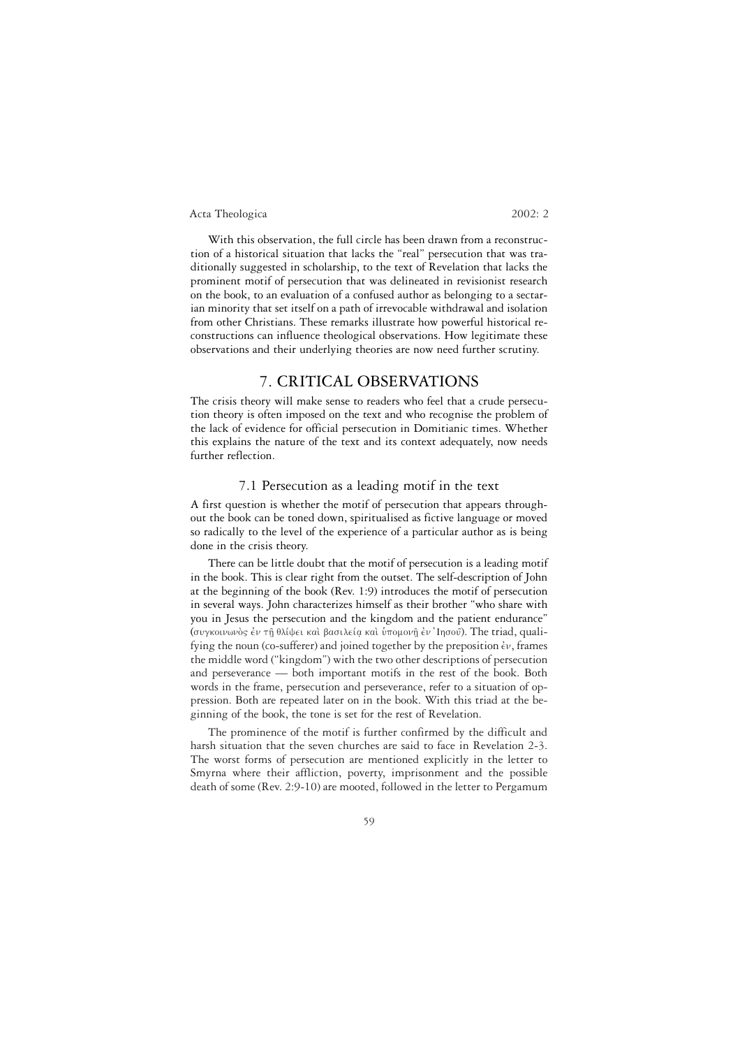With this observation, the full circle has been drawn from a reconstruction of a historical situation that lacks the "real" persecution that was traditionally suggested in scholarship, to the text of Revelation that lacks the prominent motif of persecution that was delineated in revisionist research on the book, to an evaluation of a confused author as belonging to a sectarian minority that set itself on a path of irrevocable withdrawal and isolation from other Christians. These remarks illustrate how powerful historical reconstructions can influence theological observations. How legitimate these observations and their underlying theories are now need further scrutiny.

# 7. CRITICAL OBSERVATIONS

The crisis theory will make sense to readers who feel that a crude persecution theory is often imposed on the text and who recognise the problem of the lack of evidence for official persecution in Domitianic times. Whether this explains the nature of the text and its context adequately, now needs further reflection.

## 7.1 Persecution as a leading motif in the text

A first question is whether the motif of persecution that appears throughout the book can be toned down, spiritualised as fictive language or moved so radically to the level of the experience of a particular author as is being done in the crisis theory.

There can be little doubt that the motif of persecution is a leading motif in the book. This is clear right from the outset. The self-description of John at the beginning of the book (Rev. 1:9) introduces the motif of persecution in several ways. John characterizes himself as their brother "who share with you in Jesus the persecution and the kingdom and the patient endurance" (συγκοινωνὸς ἐν τῇ θλίψει καὶ βασιλείᾳ καὶ ὑπομονῇ ἐν Ἰησοῦ). The triad, qualifying the noun (co-sufferer) and joined together by the preposition ἐν, frames the middle word ("kingdom") with the two other descriptions of persecution and perseverance — both important motifs in the rest of the book. Both words in the frame, persecution and perseverance, refer to a situation of oppression. Both are repeated later on in the book. With this triad at the beginning of the book, the tone is set for the rest of Revelation.

The prominence of the motif is further confirmed by the difficult and harsh situation that the seven churches are said to face in Revelation 2-3. The worst forms of persecution are mentioned explicitly in the letter to Smyrna where their affliction, poverty, imprisonment and the possible death of some (Rev. 2:9-10) are mooted, followed in the letter to Pergamum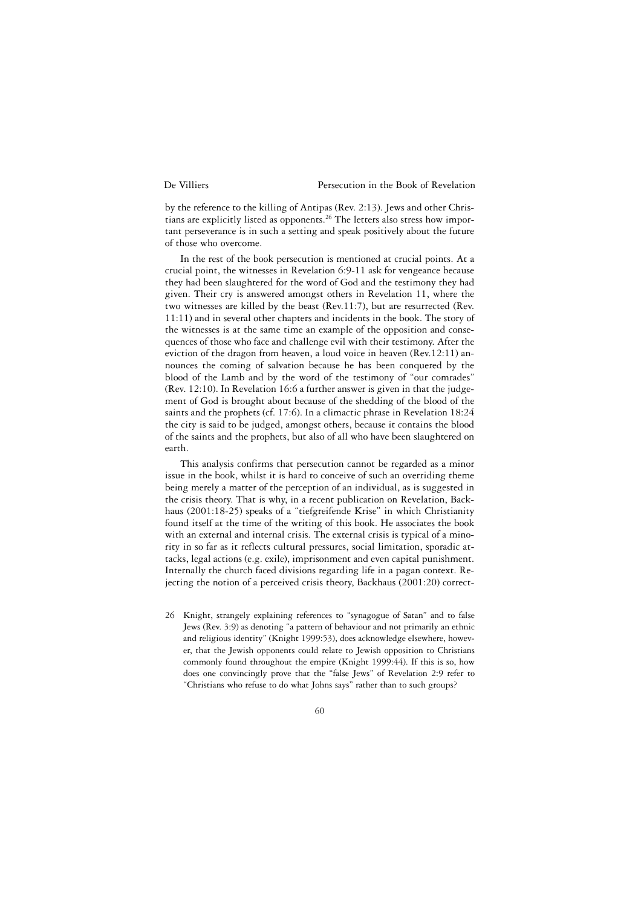by the reference to the killing of Antipas (Rev. 2:13). Jews and other Christians are explicitly listed as opponents.[26] The letters also stress how important perseverance is in such a setting and speak positively about the future of those who overcome.

In the rest of the book persecution is mentioned at crucial points. At a crucial point, the witnesses in Revelation 6:9-11 ask for vengeance because they had been slaughtered for the word of God and the testimony they had given. Their cry is answered amongst others in Revelation 11, where the two witnesses are killed by the beast (Rev.11:7), but are resurrected (Rev. 11:11) and in several other chapters and incidents in the book. The story of the witnesses is at the same time an example of the opposition and consequences of those who face and challenge evil with their testimony. After the eviction of the dragon from heaven, a loud voice in heaven (Rev.12:11) announces the coming of salvation because he has been conquered by the blood of the Lamb and by the word of the testimony of "our comrades" (Rev. 12:10). In Revelation 16:6 a further answer is given in that the judgement of God is brought about because of the shedding of the blood of the saints and the prophets (cf. 17:6). In a climactic phrase in Revelation 18:24 the city is said to be judged, amongst others, because it contains the blood of the saints and the prophets, but also of all who have been slaughtered on earth.

This analysis confirms that persecution cannot be regarded as a minor issue in the book, whilst it is hard to conceive of such an overriding theme being merely a matter of the perception of an individual, as is suggested in the crisis theory. That is why, in a recent publication on Revelation, Backhaus (2001:18-25) speaks of a "tiefgreifende Krise" in which Christianity found itself at the time of the writing of this book. He associates the book with an external and internal crisis. The external crisis is typical of a minority in so far as it reflects cultural pressures, social limitation, sporadic attacks, legal actions (e.g. exile), imprisonment and even capital punishment. Internally the church faced divisions regarding life in a pagan context. Rejecting the notion of a perceived crisis theory, Backhaus (2001:20) correct-

26 Knight, strangely explaining references to "synagogue of Satan" and to false Jews (Rev. 3:9) as denoting "a pattern of behaviour and not primarily an ethnic and religious identity" (Knight 1999:53), does acknowledge elsewhere, however, that the Jewish opponents could relate to Jewish opposition to Christians commonly found throughout the empire (Knight 1999:44). If this is so, how does one convincingly prove that the "false Jews" of Revelation 2:9 refer to "Christians who refuse to do what Johns says" rather than to such groups?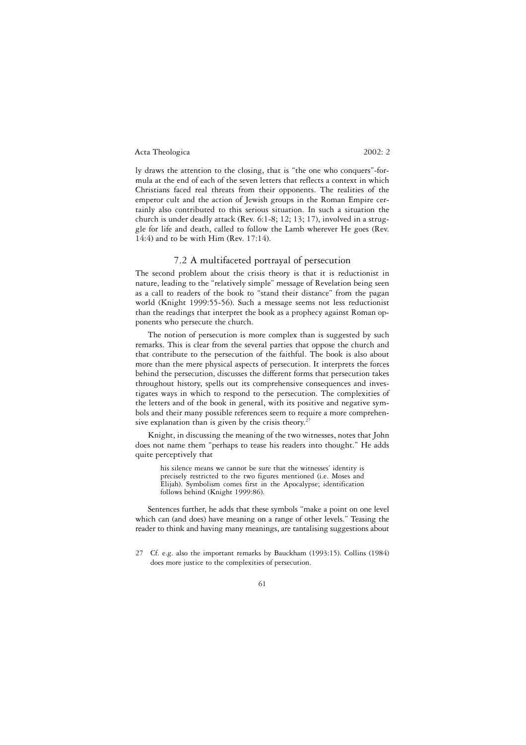ly draws the attention to the closing, that is "the one who conquers"-formula at the end of each of the seven letters that reflects a context in which Christians faced real threats from their opponents. The realities of the emperor cult and the action of Jewish groups in the Roman Empire certainly also contributed to this serious situation. In such a situation the church is under deadly attack (Rev. 6:1-8; 12; 13; 17), involved in a struggle for life and death, called to follow the Lamb wherever He goes (Rev. 14:4) and to be with Him (Rev. 17:14).

### 7.2 A multifaceted portrayal of persecution

The second problem about the crisis theory is that it is reductionist in nature, leading to the "relatively simple" message of Revelation being seen as a call to readers of the book to "stand their distance" from the pagan world (Knight 1999:55-56). Such a message seems not less reductionist than the readings that interpret the book as a prophecy against Roman opponents who persecute the church.

The notion of persecution is more complex than is suggested by such remarks. This is clear from the several parties that oppose the church and that contribute to the persecution of the faithful. The book is also about more than the mere physical aspects of persecution. It interprets the forces behind the persecution, discusses the different forms that persecution takes throughout history, spells out its comprehensive consequences and investigates ways in which to respond to the persecution. The complexities of the letters and of the book in general, with its positive and negative symbols and their many possible references seem to require a more comprehensive explanation than is given by the crisis theory.[27]

Knight, in discussing the meaning of the two witnesses, notes that John does not name them "perhaps to tease his readers into thought." He adds quite perceptively that

> his silence means we cannot be sure that the witnesses' identity is precisely restricted to the two figures mentioned (i.e. Moses and Elijah). Symbolism comes first in the Apocalypse; identification follows behind (Knight 1999:86).

Sentences further, he adds that these symbols "make a point on one level which can (and does) have meaning on a range of other levels." Teasing the reader to think and having many meanings, are tantalising suggestions about

27 Cf. e.g. also the important remarks by Bauckham (1993:15). Collins (1984) does more justice to the complexities of persecution.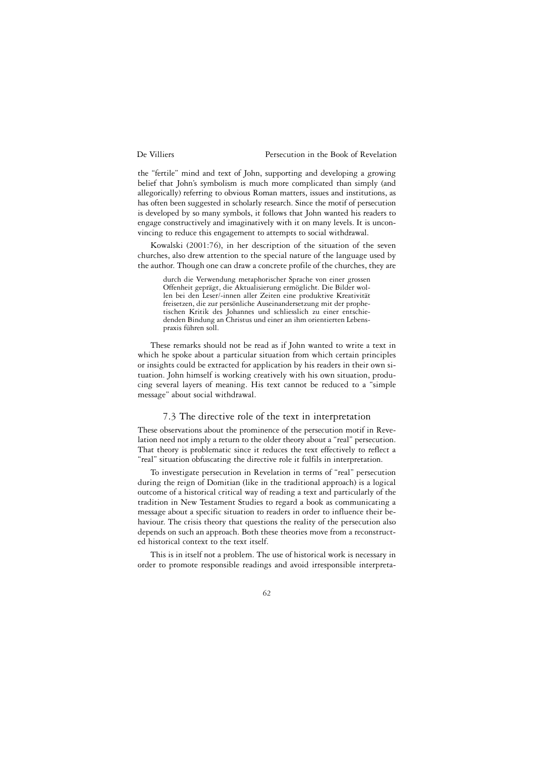the "fertile" mind and text of John, supporting and developing a growing belief that John's symbolism is much more complicated than simply (and allegorically) referring to obvious Roman matters, issues and institutions, as has often been suggested in scholarly research. Since the motif of persecution is developed by so many symbols, it follows that John wanted his readers to engage constructively and imaginatively with it on many levels. It is unconvincing to reduce this engagement to attempts to social withdrawal.

Kowalski (2001:76), in her description of the situation of the seven churches, also drew attention to the special nature of the language used by the author. Though one can draw a concrete profile of the churches, they are

> durch die Verwendung metaphorischer Sprache von einer grossen Offenheit geprägt, die Aktualisierung ermöglicht. Die Bilder wollen bei den Leser/-innen aller Zeiten eine produktive Kreativität freisetzen, die zur persönliche Auseinandersetzung mit der prophetischen Kritik des Johannes und schliesslich zu einer entschiedenden Bindung an Christus und einer an ihm orientierten Lebenspraxis führen soll.

These remarks should not be read as if John wanted to write a text in which he spoke about a particular situation from which certain principles or insights could be extracted for application by his readers in their own situation. John himself is working creatively with his own situation, producing several layers of meaning. His text cannot be reduced to a "simple message" about social withdrawal.

### 7.3 The directive role of the text in interpretation

These observations about the prominence of the persecution motif in Revelation need not imply a return to the older theory about a "real" persecution. That theory is problematic since it reduces the text effectively to reflect a "real" situation obfuscating the directive role it fulfils in interpretation.

To investigate persecution in Revelation in terms of "real" persecution during the reign of Domitian (like in the traditional approach) is a logical outcome of a historical critical way of reading a text and particularly of the tradition in New Testament Studies to regard a book as communicating a message about a specific situation to readers in order to influence their behaviour. The crisis theory that questions the reality of the persecution also depends on such an approach. Both these theories move from a reconstructed historical context to the text itself.

This is in itself not a problem. The use of historical work is necessary in order to promote responsible readings and avoid irresponsible interpreta-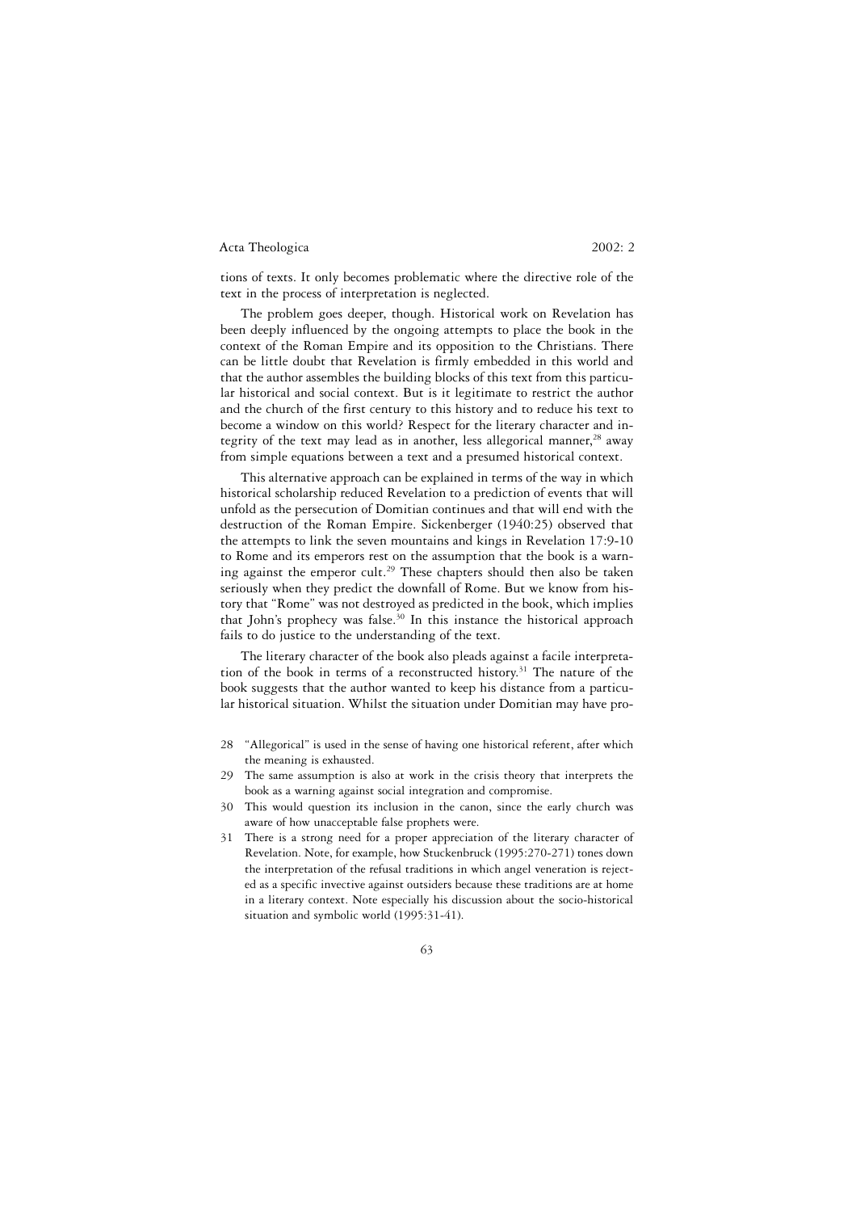tions of texts. It only becomes problematic where the directive role of the text in the process of interpretation is neglected.

The problem goes deeper, though. Historical work on Revelation has been deeply influenced by the ongoing attempts to place the book in the context of the Roman Empire and its opposition to the Christians. There can be little doubt that Revelation is firmly embedded in this world and that the author assembles the building blocks of this text from this particular historical and social context. But is it legitimate to restrict the author and the church of the first century to this history and to reduce his text to become a window on this world? Respect for the literary character and integrity of the text may lead as in another, less allegorical manner,[28] away from simple equations between a text and a presumed historical context.

This alternative approach can be explained in terms of the way in which historical scholarship reduced Revelation to a prediction of events that will unfold as the persecution of Domitian continues and that will end with the destruction of the Roman Empire. Sickenberger (1940:25) observed that the attempts to link the seven mountains and kings in Revelation 17:9-10 to Rome and its emperors rest on the assumption that the book is a warning against the emperor cult.[29] These chapters should then also be taken seriously when they predict the downfall of Rome. But we know from history that "Rome" was not destroyed as predicted in the book, which implies that John's prophecy was false.[30] In this instance the historical approach fails to do justice to the understanding of the text.

The literary character of the book also pleads against a facile interpretation of the book in terms of a reconstructed history.[31] The nature of the book suggests that the author wanted to keep his distance from a particular historical situation. Whilst the situation under Domitian may have pro-

28 "Allegorical" is used in the sense of having one historical referent, after which the meaning is exhausted.

29 The same assumption is also at work in the crisis theory that interprets the book as a warning against social integration and compromise.

30 This would question its inclusion in the canon, since the early church was aware of how unacceptable false prophets were.

31 There is a strong need for a proper appreciation of the literary character of Revelation. Note, for example, how Stuckenbruck (1995:270-271) tones down the interpretation of the refusal traditions in which angel veneration is rejected as a specific invective against outsiders because these traditions are at home in a literary context. Note especially his discussion about the socio-historical situation and symbolic world (1995:31-41).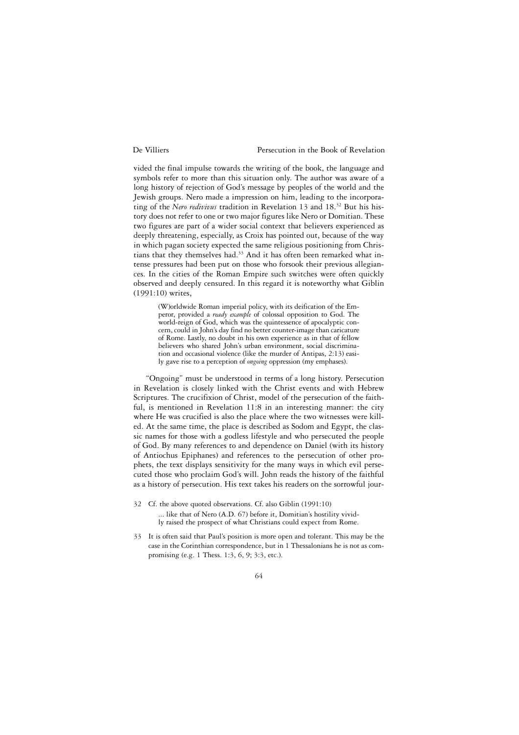vided the final impulse towards the writing of the book, the language and symbols refer to more than this situation only. The author was aware of a long history of rejection of God's message by peoples of the world and the Jewish groups. Nero made a impression on him, leading to the incorporating of the *Nero redivivus* tradition in Revelation 13 and 18.[32] But his history does not refer to one or two major figures like Nero or Domitian. These two figures are part of a wider social context that believers experienced as deeply threatening, especially, as Croix has pointed out, because of the way in which pagan society expected the same religious positioning from Christians that they themselves had.[33] And it has often been remarked what intense pressures had been put on those who forsook their previous allegiances. In the cities of the Roman Empire such switches were often quickly observed and deeply censured. In this regard it is noteworthy what Giblin (1991:10) writes,

> (W)orldwide Roman imperial policy, with its deification of the Emperor, provided a *ready example* of colossal opposition to God. The world-reign of God, which was the quintessence of apocalyptic concern, could in John's day find no better counter-image than caricature of Rome. Lastly, no doubt in his own experience as in that of fellow believers who shared John's urban environment, social discrimination and occasional violence (like the murder of Antipas, 2:13) easily gave rise to a perception of *ongoing* oppression (my emphases).

"Ongoing" must be understood in terms of a long history. Persecution in Revelation is closely linked with the Christ events and with Hebrew Scriptures. The crucifixion of Christ, model of the persecution of the faithful, is mentioned in Revelation 11:8 in an interesting manner: the city where He was crucified is also the place where the two witnesses were killed. At the same time, the place is described as Sodom and Egypt, the classic names for those with a godless lifestyle and who persecuted the people of God. By many references to and dependence on Daniel (with its history of Antiochus Epiphanes) and references to the persecution of other prophets, the text displays sensitivity for the many ways in which evil persecuted those who proclaim God's will. John reads the history of the faithful as a history of persecution. His text takes his readers on the sorrowful jour-

32 Cf. the above quoted observations. Cf. also Giblin (1991:10)

> ... like that of Nero (A.D. 67) before it, Domitian's hostility vividly raised the prospect of what Christians could expect from Rome.

33 It is often said that Paul's position is more open and tolerant. This may be the case in the Corinthian correspondence, but in 1 Thessalonians he is not as compromising (e.g. 1 Thess. 1:3, 6, 9; 3:3, etc.).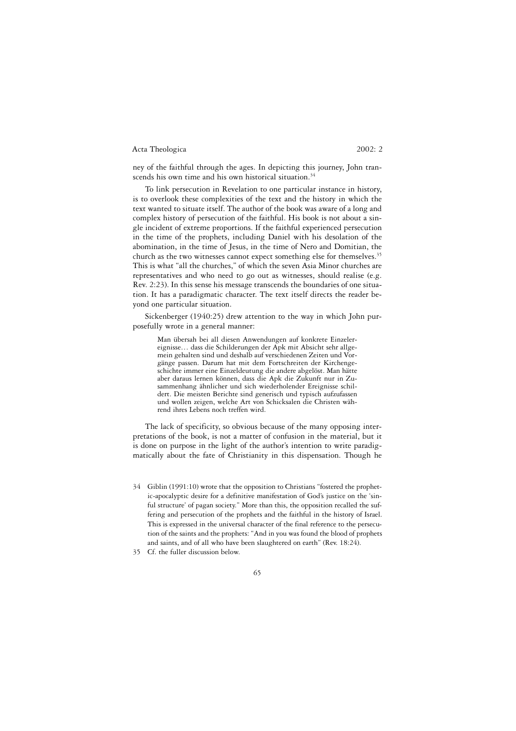ney of the faithful through the ages. In depicting this journey, John transcends his own time and his own historical situation.[34]

To link persecution in Revelation to one particular instance in history, is to overlook these complexities of the text and the history in which the text wanted to situate itself. The author of the book was aware of a long and complex history of persecution of the faithful. His book is not about a single incident of extreme proportions. If the faithful experienced persecution in the time of the prophets, including Daniel with his desolation of the abomination, in the time of Jesus, in the time of Nero and Domitian, the church as the two witnesses cannot expect something else for themselves.[35] This is what "all the churches," of which the seven Asia Minor churches are representatives and who need to go out as witnesses, should realise (e.g. Rev. 2:23). In this sense his message transcends the boundaries of one situation. It has a paradigmatic character. The text itself directs the reader beyond one particular situation.

Sickenberger (1940:25) drew attention to the way in which John purposefully wrote in a general manner:

> Man übersah bei all diesen Anwendungen auf konkrete Einzelereignisse… dass die Schilderungen der Apk mit Absicht sehr allgemein gehalten sind und deshalb auf verschiedenen Zeiten und Vorgänge passen. Darum hat mit dem Fortschreiten der Kirchengeschichte immer eine Einzeldeutung die andere abgelöst. Man hätte aber daraus lernen können, dass die Apk die Zukunft nur in Zusammenhang ähnlicher und sich wiederholender Ereignisse schildert. Die meisten Berichte sind generisch und typisch aufzufassen und wollen zeigen, welche Art von Schicksalen die Christen während ihres Lebens noch treffen wird.

The lack of specificity, so obvious because of the many opposing interpretations of the book, is not a matter of confusion in the material, but it is done on purpose in the light of the author's intention to write paradigmatically about the fate of Christianity in this dispensation. Though he

---

34 Giblin (1991:10) wrote that the opposition to Christians "fostered the prophetic-apocalyptic desire for a definitive manifestation of God's justice on the 'sinful structure' of pagan society." More than this, the opposition recalled the suffering and persecution of the prophets and the faithful in the history of Israel. This is expressed in the universal character of the final reference to the persecution of the saints and the prophets: "And in you was found the blood of prophets and saints, and of all who have been slaughtered on earth" (Rev. 18:24).

35 Cf. the fuller discussion below.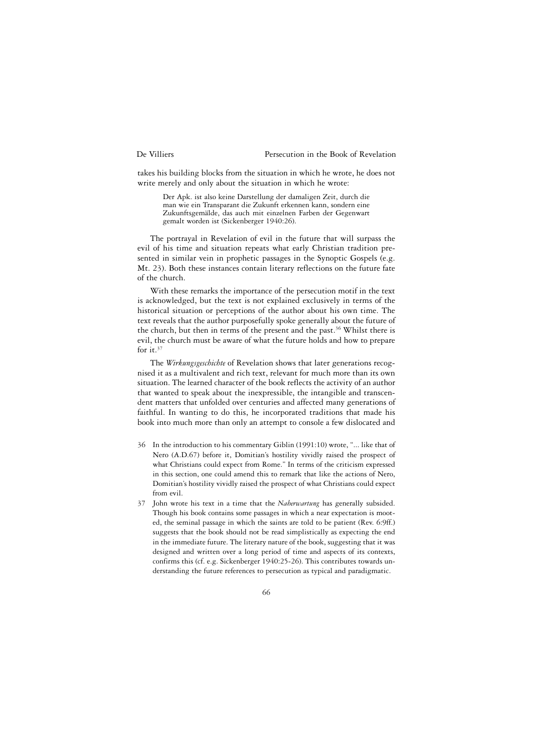takes his building blocks from the situation in which he wrote, he does not write merely and only about the situation in which he wrote:

> Der Apk. ist also keine Darstellung der damaligen Zeit, durch die man wie ein Transparant die Zukunft erkennen kann, sondern eine Zukunftsgemälde, das auch mit einzelnen Farben der Gegenwart gemalt worden ist (Sickenberger 1940:26).

The portrayal in Revelation of evil in the future that will surpass the evil of his time and situation repeats what early Christian tradition presented in similar vein in prophetic passages in the Synoptic Gospels (e.g. Mt. 23). Both these instances contain literary reflections on the future fate of the church.

With these remarks the importance of the persecution motif in the text is acknowledged, but the text is not explained exclusively in terms of the historical situation or perceptions of the author about his own time. The text reveals that the author purposefully spoke generally about the future of the church, but then in terms of the present and the past.[36] Whilst there is evil, the church must be aware of what the future holds and how to prepare for it.[37]

The *Wirkungsgeschichte* of Revelation shows that later generations recognised it as a multivalent and rich text, relevant for much more than its own situation. The learned character of the book reflects the activity of an author that wanted to speak about the inexpressible, the intangible and transcendent matters that unfolded over centuries and affected many generations of faithful. In wanting to do this, he incorporated traditions that made his book into much more than only an attempt to console a few dislocated and

36 In the introduction to his commentary Giblin (1991:10) wrote, "... like that of Nero (A.D.67) before it, Domitian's hostility vividly raised the prospect of what Christians could expect from Rome." In terms of the criticism expressed in this section, one could amend this to remark that like the actions of Nero, Domitian's hostility vividly raised the prospect of what Christians could expect from evil.

37 John wrote his text in a time that the *Naherwartung* has generally subsided. Though his book contains some passages in which a near expectation is mooted, the seminal passage in which the saints are told to be patient (Rev. 6:9ff.) suggests that the book should not be read simplistically as expecting the end in the immediate future. The literary nature of the book, suggesting that it was designed and written over a long period of time and aspects of its contexts, confirms this (cf. e.g. Sickenberger 1940:25-26). This contributes towards understanding the future references to persecution as typical and paradigmatic.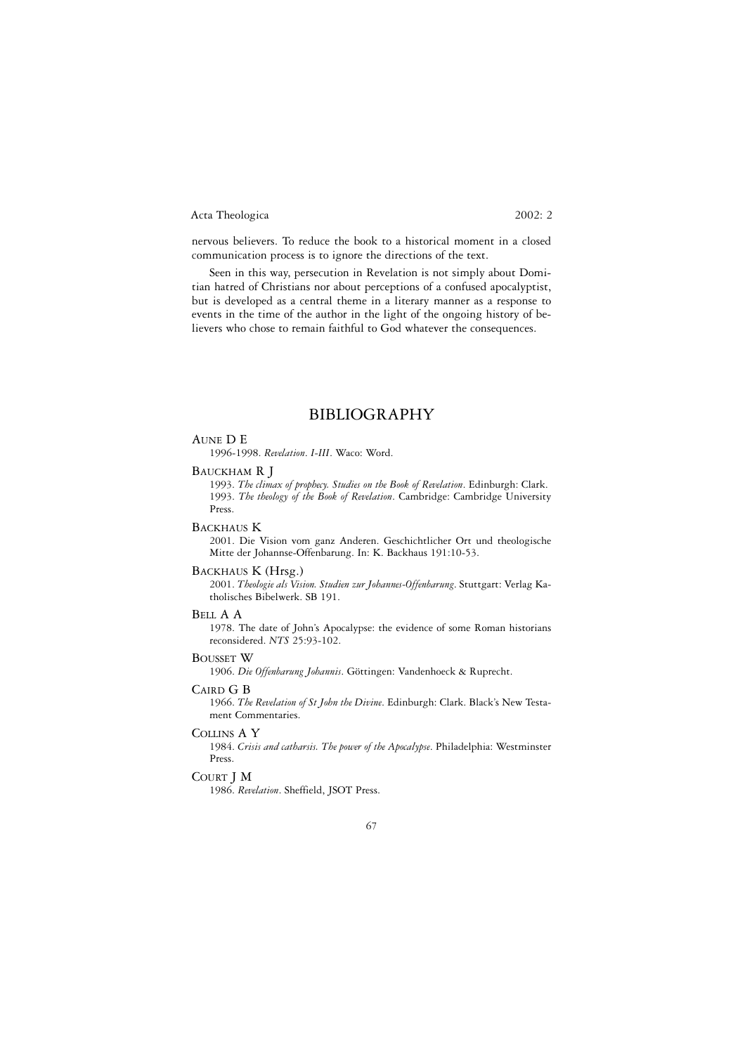nervous believers. To reduce the book to a historical moment in a closed communication process is to ignore the directions of the text.

Seen in this way, persecution in Revelation is not simply about Domitian hatred of Christians nor about perceptions of a confused apocalyptist, but is developed as a central theme in a literary manner as a response to events in the time of the author in the light of the ongoing history of believers who chose to remain faithful to God whatever the consequences.

## BIBLIOGRAPHY

AUNE D E
1996-1998. *Revelation*. *I-III*. Waco: Word.

BAUCKHAM R J
1993. *The climax of prophecy. Studies on the Book of Revelation*. Edinburgh: Clark.
1993. *The theology of the Book of Revelation*. Cambridge: Cambridge University Press.

BACKHAUS K
2001. Die Vision vom ganz Anderen. Geschichtlicher Ort und theologische Mitte der Johannse-Offenbarung. In: K. Backhaus 191:10-53.

BACKHAUS K (Hrsg.)
2001. *Theologie als Vision. Studien zur Johannes-Offenbarung*. Stuttgart: Verlag Katholisches Bibelwerk. SB 191.

BELL A A
1978. The date of John's Apocalypse: the evidence of some Roman historians reconsidered. *NTS* 25:93-102.

BOUSSET W
1906. *Die Offenbarung Johannis*. Göttingen: Vandenhoeck & Ruprecht.

CAIRD G B
1966. *The Revelation of St John the Divine*. Edinburgh: Clark. Black's New Testament Commentaries.

COLLINS A Y
1984. *Crisis and catharsis. The power of the Apocalypse*. Philadelphia: Westminster Press.

COURT J M
1986. *Revelation*. Sheffield, JSOT Press.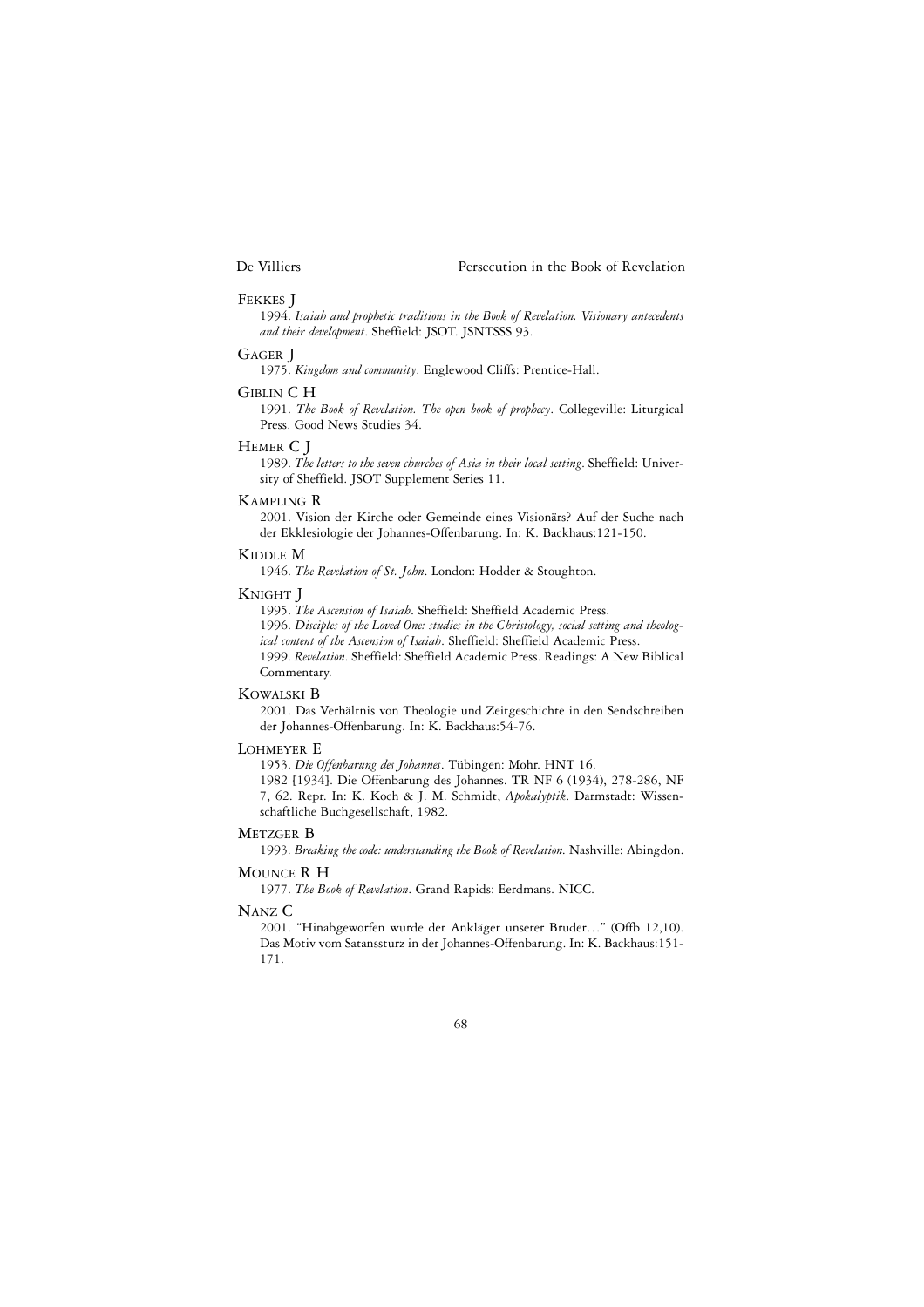Fekkes J

1994. *Isaiah and prophetic traditions in the Book of Revelation. Visionary antecedents and their development*. Sheffield: JSOT. JSNTSSS 93.

Gager J

1975. *Kingdom and community*. Englewood Cliffs: Prentice-Hall.

Giblin C H

1991. *The Book of Revelation. The open book of prophecy*. Collegeville: Liturgical Press. Good News Studies 34.

Hemer C J

1989. *The letters to the seven churches of Asia in their local setting*. Sheffield: University of Sheffield. JSOT Supplement Series 11.

Kampling R

2001. Vision der Kirche oder Gemeinde eines Visionärs? Auf der Suche nach der Ekklesiologie der Johannes-Offenbarung. In: K. Backhaus:121-150.

Kiddle M

1946. *The Revelation of St. John*. London: Hodder & Stoughton.

Knight J

1995. *The Ascension of Isaiah*. Sheffield: Sheffield Academic Press.

1996. *Disciples of the Loved One: studies in the Christology, social setting and theological content of the Ascension of Isaiah*. Sheffield: Sheffield Academic Press.

1999. *Revelation*. Sheffield: Sheffield Academic Press. Readings: A New Biblical Commentary.

Kowalski B

2001. Das Verhältnis von Theologie und Zeitgeschichte in den Sendschreiben der Johannes-Offenbarung. In: K. Backhaus:54-76.

Lohmeyer E

1953. *Die Offenbarung des Johannes*. Tübingen: Mohr. HNT 16.

1982 [1934]. Die Offenbarung des Johannes. TR NF 6 (1934), 278-286, NF 7, 62. Repr. In: K. Koch & J. M. Schmidt, *Apokalyptik*. Darmstadt: Wissenschaftliche Buchgesellschaft, 1982.

Metzger B

1993. *Breaking the code: understanding the Book of Revelation*. Nashville: Abingdon.

Mounce R H

1977. *The Book of Revelation*. Grand Rapids: Eerdmans. NICC.

Nanz C

2001. "Hinabgeworfen wurde der Ankläger unserer Bruder…" (Offb 12,10). Das Motiv vom Satanssturz in der Johannes-Offenbarung. In: K. Backhaus:151-171.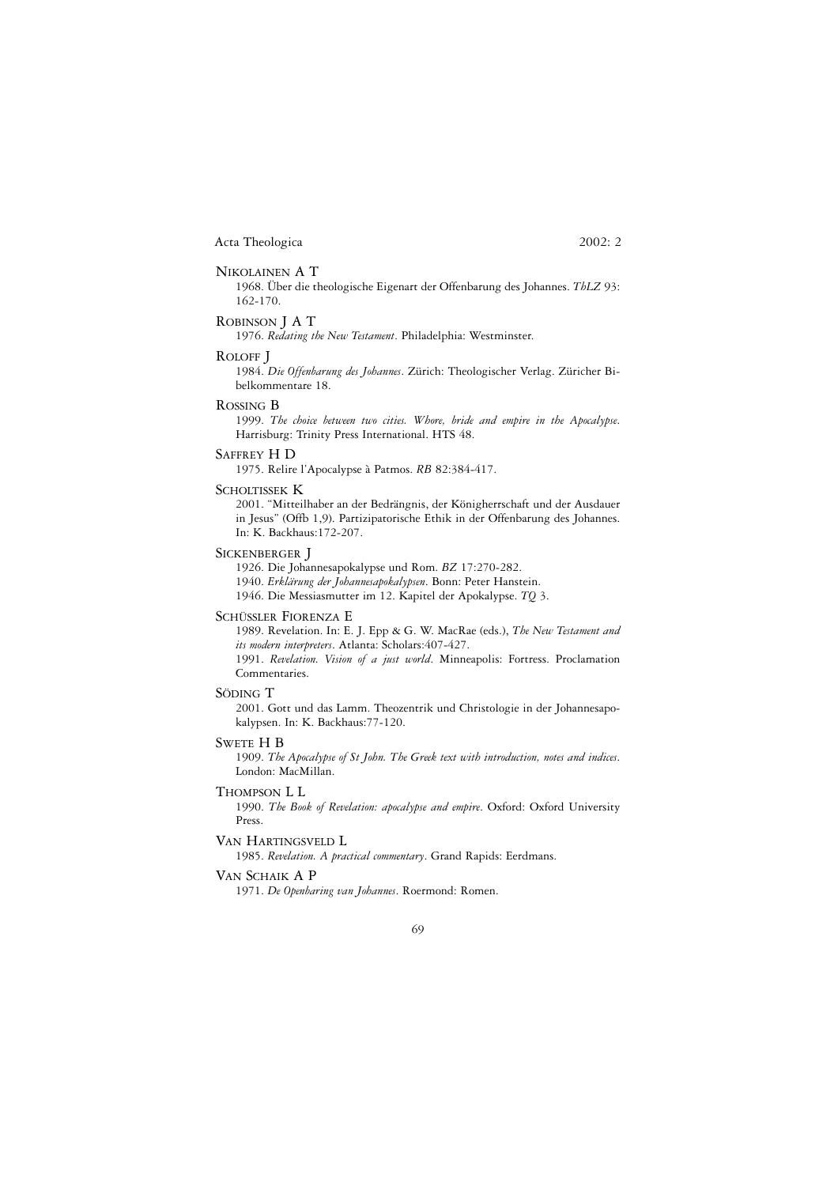NIKOLAINEN A T

1968. Über die theologische Eigenart der Offenbarung des Johannes. *ThLZ* 93: 162-170.

ROBINSON J A T

1976. *Redating the New Testament*. Philadelphia: Westminster.

ROLOFF J

1984. *Die Offenbarung des Johannes*. Zürich: Theologischer Verlag. Züricher Bibelkommentare 18.

ROSSING B

1999. *The choice between two cities. Whore, bride and empire in the Apocalypse*. Harrisburg: Trinity Press International. HTS 48.

SAFFREY H D

1975. Relire l'Apocalypse à Patmos. *RB* 82:384-417.

SCHOLTISSEK K

2001. "Mitteilhaber an der Bedrängnis, der Königherrschaft und der Ausdauer in Jesus" (Offb 1,9). Partizipatorische Ethik in der Offenbarung des Johannes. In: K. Backhaus:172-207.

SICKENBERGER J

1926. Die Johannesapokalypse und Rom. *BZ* 17:270-282.

1940. *Erklärung der Johannesapokalypsen*. Bonn: Peter Hanstein.

1946. Die Messiasmutter im 12. Kapitel der Apokalypse. *TQ* 3.

SCHÜSSLER FIORENZA E

1989. Revelation. In: E. J. Epp & G. W. MacRae (eds.), *The New Testament and its modern interpreters*. Atlanta: Scholars:407-427.

1991. *Revelation. Vision of a just world*. Minneapolis: Fortress. Proclamation Commentaries.

SÖDING T

2001. Gott und das Lamm. Theozentrik und Christologie in der Johannesapokalypsen. In: K. Backhaus:77-120.

SWETE H B

1909. *The Apocalypse of St John. The Greek text with introduction, notes and indices*. London: MacMillan.

THOMPSON L L

1990. *The Book of Revelation: apocalypse and empire*. Oxford: Oxford University Press.

VAN HARTINGSVELD L

1985. *Revelation. A practical commentary*. Grand Rapids: Eerdmans.

VAN SCHAIK A P

1971. *De Openbaring van Johannes*. Roermond: Romen.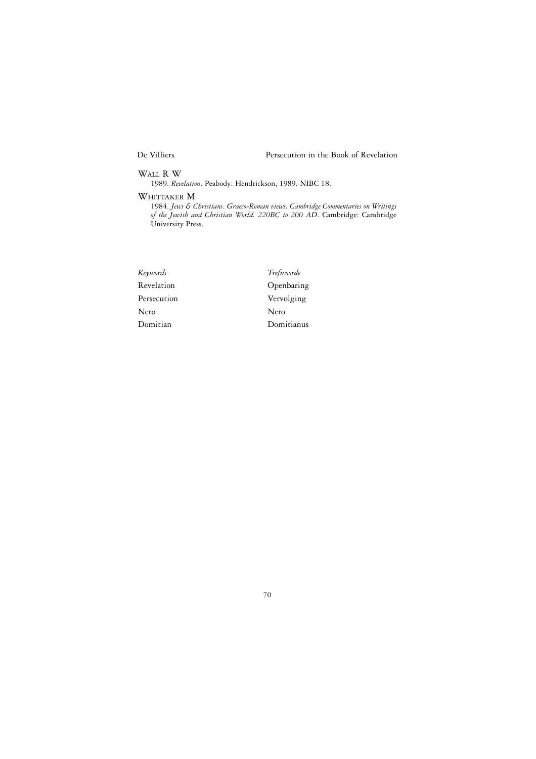WALL R W

1989. *Revelation*. Peabody: Hendrickson, 1989. NIBC 18.

WHITTAKER M

1984. *Jews & Christians. Graeco-Roman views. Cambridge Commentaries on Writings of the Jewish and Christian World. 220BC to 200 AD*. Cambridge: Cambridge University Press.

| *Keywords* | *Trefwoorde* |
|---|---|
| Revelation | Openbaring |
| Persecution | Vervolging |
| Nero | Nero |
| Domitian | Domitianus |